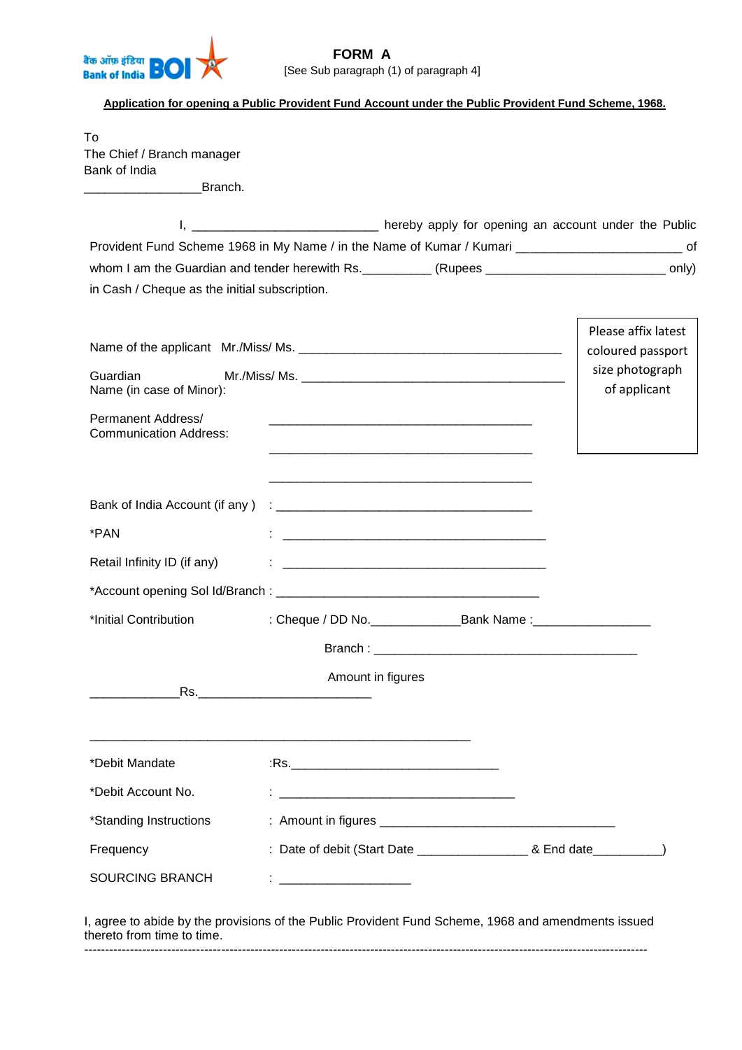बैंक ऑफ़ इंडिया Bank of India BOI

**FORM A**

[See Sub paragraph (1) of paragraph 4]

**Application for opening a Public Provident Fund Account under the Public Provident Fund Scheme, 1968.**

To
The Chief / Branch manager
Bank of India
_________________Branch.

I, ___________________________ hereby apply for opening an account under the Public Provident Fund Scheme 1968 in My Name / in the Name of Kumar / Kumari ________________________ of whom I am the Guardian and tender herewith Rs.__________ (Rupees __________________________ only) in Cash / Cheque as the initial subscription.

Please affix latest coloured passport size photograph of applicant

Name of the applicant Mr./Miss/ Ms. _______________________________________

Guardian Name (in case of Minor): Mr./Miss/ Ms. _______________________________________

Permanent Address/ Communication Address: _______________________________________

_______________________________________

_______________________________________

Bank of India Account (if any ) : _______________________________________

*PAN : _______________________________________

Retail Infinity ID (if any) : _______________________________________

*Account opening Sol Id/Branch : _______________________________________

*Initial Contribution : Cheque / DD No._____________Bank Name :_________________

Branch : _______________________________________

Amount in figures

_____________Rs._________________________

________________________________________________________

*Debit Mandate :Rs.______________________________

*Debit Account No. : ___________________________________

*Standing Instructions : Amount in figures __________________________________

Frequency : Date of debit (Start Date ________________ & End date__________)

SOURCING BRANCH : ___________________

I, agree to abide by the provisions of the Public Provident Fund Scheme, 1968 and amendments issued thereto from time to time.

---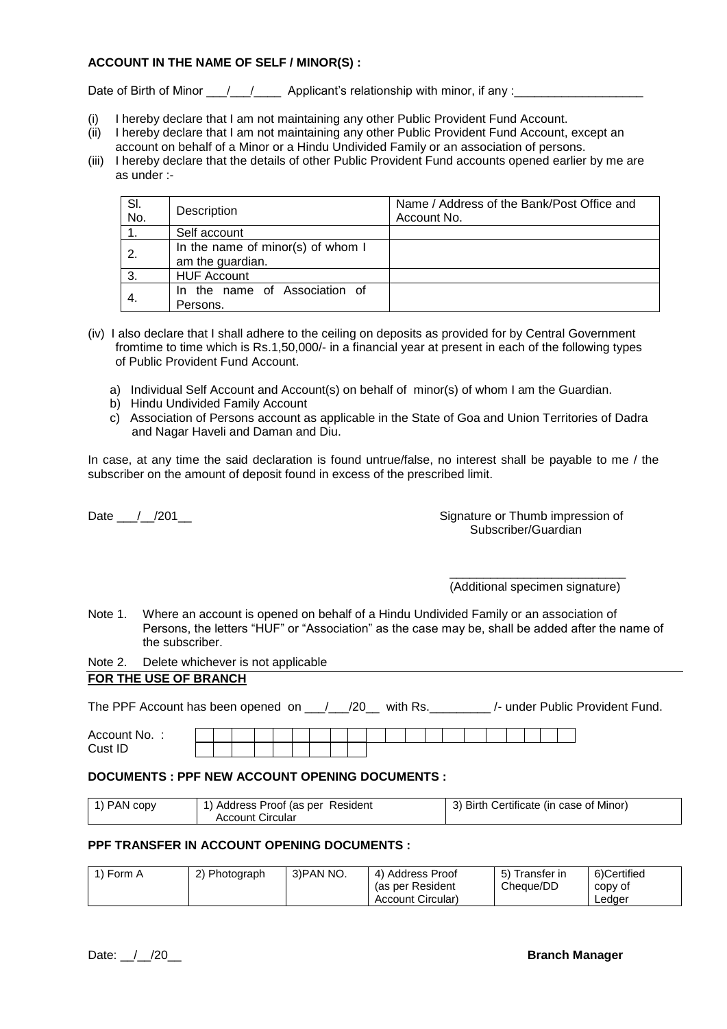**ACCOUNT IN THE NAME OF SELF / MINOR(S) :**

Date of Birth of Minor ___/___/____ Applicant's relationship with minor, if any :___________________

(i) I hereby declare that I am not maintaining any other Public Provident Fund Account.

(ii) I hereby declare that I am not maintaining any other Public Provident Fund Account, except an account on behalf of a Minor or a Hindu Undivided Family or an association of persons.

(iii) I hereby declare that the details of other Public Provident Fund accounts opened earlier by me are as under :-

| Sl. No. | Description | Name / Address of the Bank/Post Office and Account No. |
|---|---|---|
| 1. | Self account | |
| 2. | In the name of minor(s) of whom I am the guardian. | |
| 3. | HUF Account | |
| 4. | In the name of Association of Persons. | |

(iv) I also declare that I shall adhere to the ceiling on deposits as provided for by Central Government fromtime to time which is Rs.1,50,000/- in a financial year at present in each of the following types of Public Provident Fund Account.

a) Individual Self Account and Account(s) on behalf of minor(s) of whom I am the Guardian.
b) Hindu Undivided Family Account
c) Association of Persons account as applicable in the State of Goa and Union Territories of Dadra and Nagar Haveli and Daman and Diu.

In case, at any time the said declaration is found untrue/false, no interest shall be payable to me / the subscriber on the amount of deposit found in excess of the prescribed limit.

Date ___/__/201__

Signature or Thumb impression of Subscriber/Guardian

___________________________
(Additional specimen signature)

Note 1. Where an account is opened on behalf of a Hindu Undivided Family or an association of Persons, the letters "HUF" or "Association" as the case may be, shall be added after the name of the subscriber.

Note 2. Delete whichever is not applicable

**FOR THE USE OF BRANCH**

The PPF Account has been opened on ___/___/20__ with Rs._________ /- under Public Provident Fund.

Account No. :

Cust ID

**DOCUMENTS : PPF NEW ACCOUNT OPENING DOCUMENTS :**

| | | |
|---|---|---|
| 1) PAN copy | 1) Address Proof (as per Resident Account Circular | 3) Birth Certificate (in case of Minor) |

**PPF TRANSFER IN ACCOUNT OPENING DOCUMENTS :**

| | | | | | |
|---|---|---|---|---|---|
| 1) Form A | 2) Photograph | 3)PAN NO. | 4) Address Proof (as per Resident Account Circular) | 5) Transfer in Cheque/DD | 6)Certified copy of Ledger |

Date: __/__/20__

**Branch Manager**